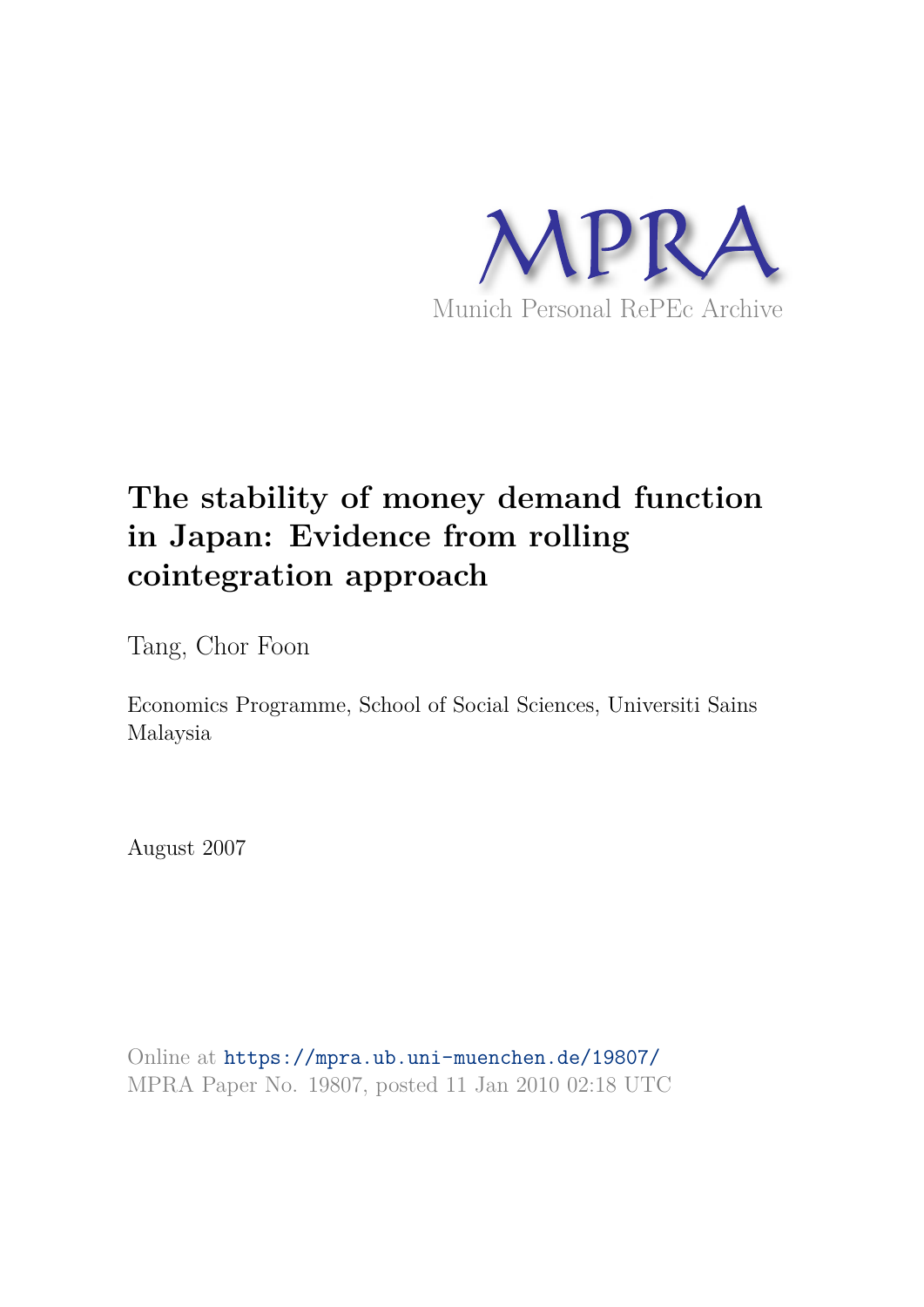MPRA

Munich Personal RePEc Archive

# The stability of money demand function in Japan: Evidence from rolling cointegration approach

Tang, Chor Foon

Economics Programme, School of Social Sciences, Universiti Sains Malaysia

August 2007

Online at https://mpra.ub.uni-muenchen.de/19807/
MPRA Paper No. 19807, posted 11 Jan 2010 02:18 UTC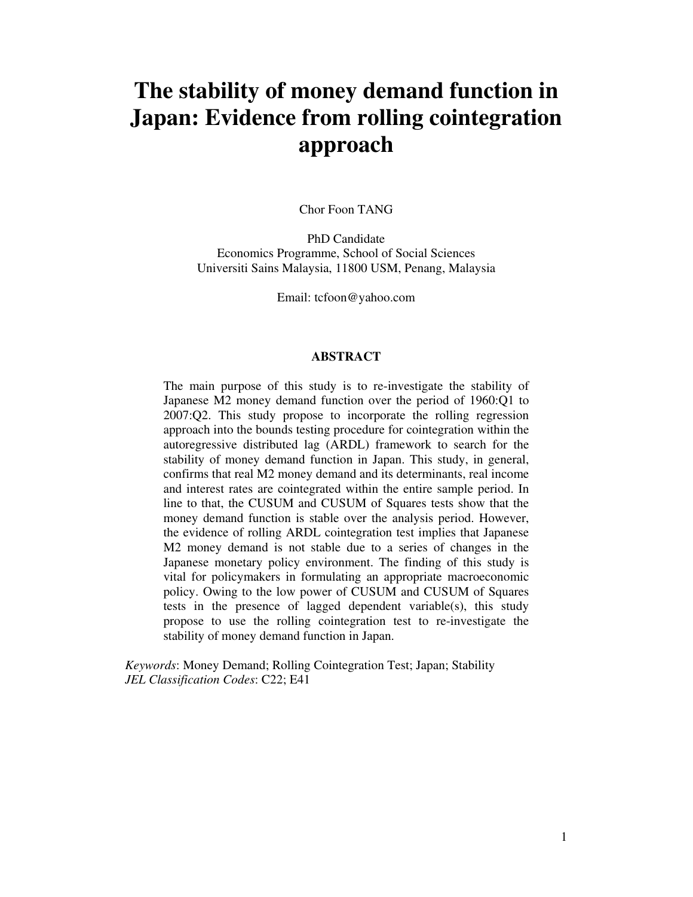# The stability of money demand function in Japan: Evidence from rolling cointegration approach

Chor Foon TANG

PhD Candidate
Economics Programme, School of Social Sciences
Universiti Sains Malaysia, 11800 USM, Penang, Malaysia

Email: tcfoon@yahoo.com

### ABSTRACT

The main purpose of this study is to re-investigate the stability of Japanese M2 money demand function over the period of 1960:Q1 to 2007:Q2. This study propose to incorporate the rolling regression approach into the bounds testing procedure for cointegration within the autoregressive distributed lag (ARDL) framework to search for the stability of money demand function in Japan. This study, in general, confirms that real M2 money demand and its determinants, real income and interest rates are cointegrated within the entire sample period. In line to that, the CUSUM and CUSUM of Squares tests show that the money demand function is stable over the analysis period. However, the evidence of rolling ARDL cointegration test implies that Japanese M2 money demand is not stable due to a series of changes in the Japanese monetary policy environment. The finding of this study is vital for policymakers in formulating an appropriate macroeconomic policy. Owing to the low power of CUSUM and CUSUM of Squares tests in the presence of lagged dependent variable(s), this study propose to use the rolling cointegration test to re-investigate the stability of money demand function in Japan.

*Keywords*: Money Demand; Rolling Cointegration Test; Japan; Stability
*JEL Classification Codes*: C22; E41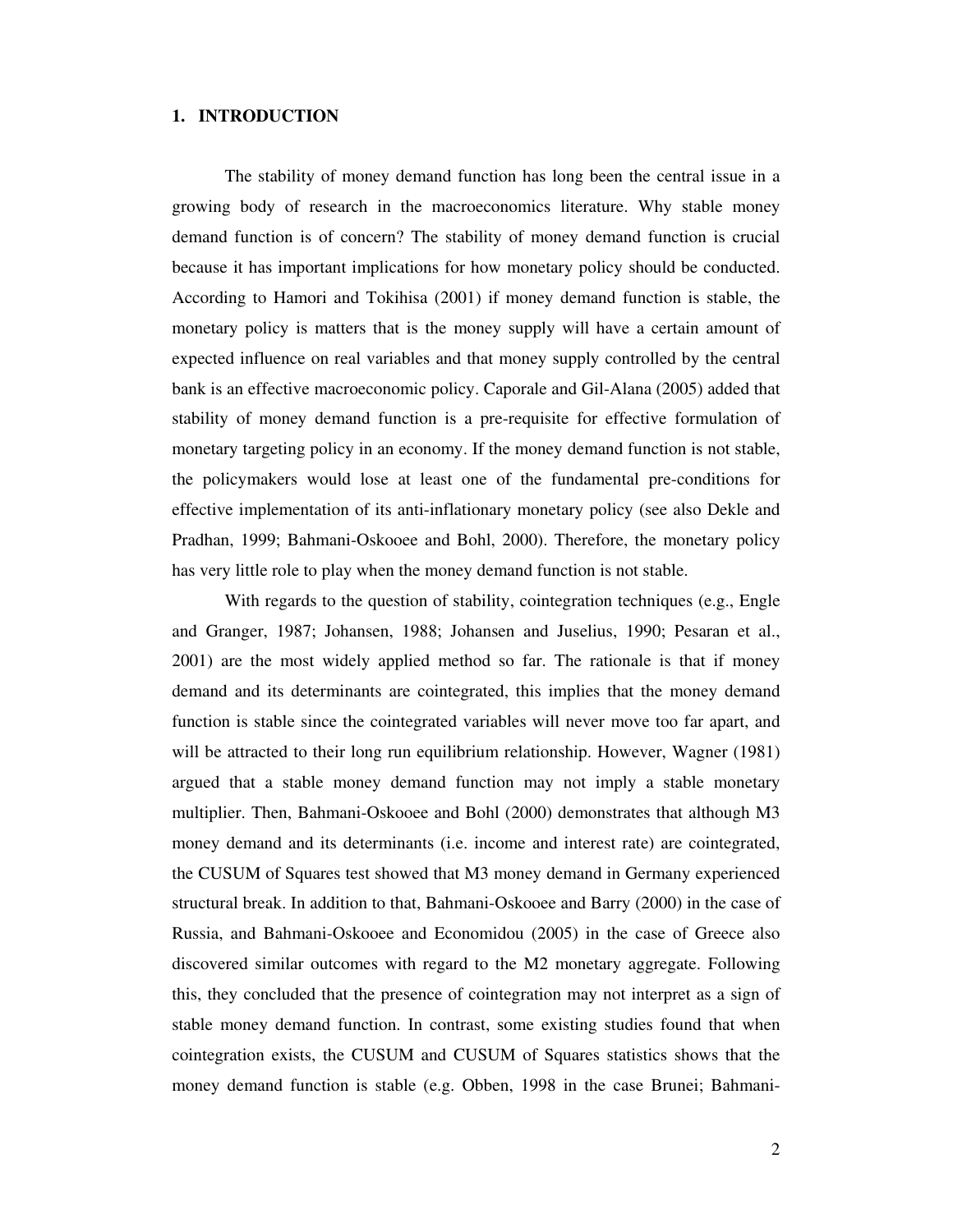## 1. INTRODUCTION

The stability of money demand function has long been the central issue in a growing body of research in the macroeconomics literature. Why stable money demand function is of concern? The stability of money demand function is crucial because it has important implications for how monetary policy should be conducted. According to Hamori and Tokihisa (2001) if money demand function is stable, the monetary policy is matters that is the money supply will have a certain amount of expected influence on real variables and that money supply controlled by the central bank is an effective macroeconomic policy. Caporale and Gil-Alana (2005) added that stability of money demand function is a pre-requisite for effective formulation of monetary targeting policy in an economy. If the money demand function is not stable, the policymakers would lose at least one of the fundamental pre-conditions for effective implementation of its anti-inflationary monetary policy (see also Dekle and Pradhan, 1999; Bahmani-Oskooee and Bohl, 2000). Therefore, the monetary policy has very little role to play when the money demand function is not stable.

With regards to the question of stability, cointegration techniques (e.g., Engle and Granger, 1987; Johansen, 1988; Johansen and Juselius, 1990; Pesaran et al., 2001) are the most widely applied method so far. The rationale is that if money demand and its determinants are cointegrated, this implies that the money demand function is stable since the cointegrated variables will never move too far apart, and will be attracted to their long run equilibrium relationship. However, Wagner (1981) argued that a stable money demand function may not imply a stable monetary multiplier. Then, Bahmani-Oskooee and Bohl (2000) demonstrates that although M3 money demand and its determinants (i.e. income and interest rate) are cointegrated, the CUSUM of Squares test showed that M3 money demand in Germany experienced structural break. In addition to that, Bahmani-Oskooee and Barry (2000) in the case of Russia, and Bahmani-Oskooee and Economidou (2005) in the case of Greece also discovered similar outcomes with regard to the M2 monetary aggregate. Following this, they concluded that the presence of cointegration may not interpret as a sign of stable money demand function. In contrast, some existing studies found that when cointegration exists, the CUSUM and CUSUM of Squares statistics shows that the money demand function is stable (e.g. Obben, 1998 in the case Brunei; Bahmani-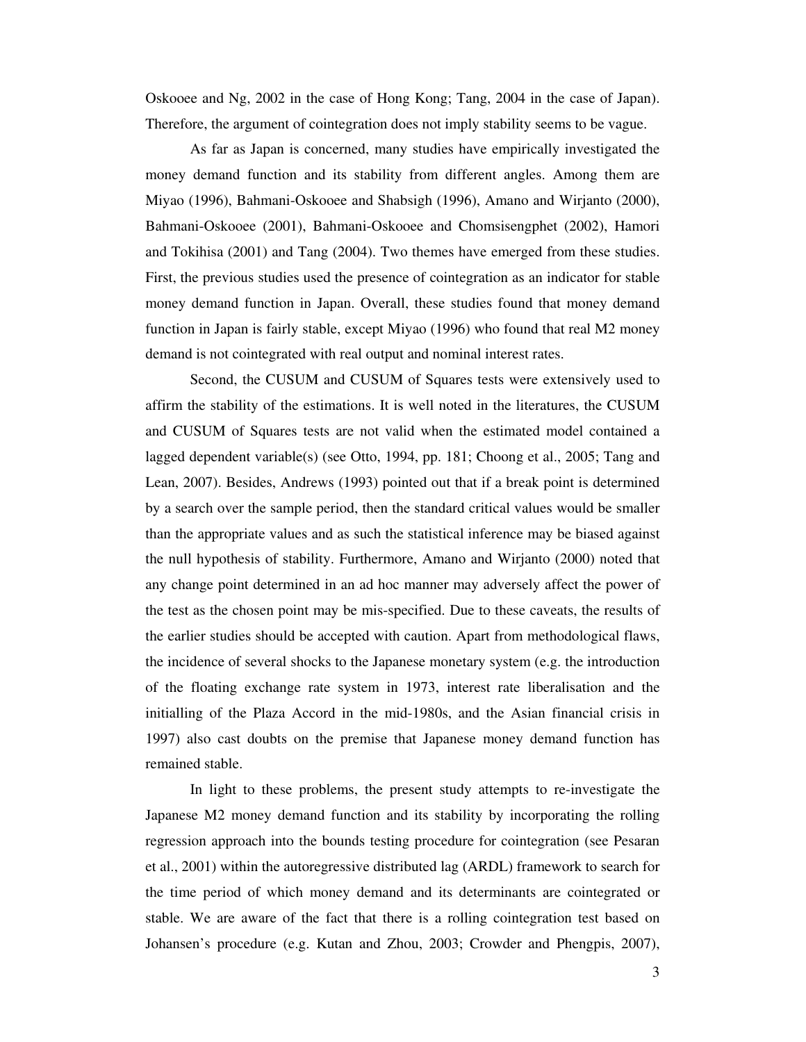Oskooee and Ng, 2002 in the case of Hong Kong; Tang, 2004 in the case of Japan). Therefore, the argument of cointegration does not imply stability seems to be vague.

As far as Japan is concerned, many studies have empirically investigated the money demand function and its stability from different angles. Among them are Miyao (1996), Bahmani-Oskooee and Shabsigh (1996), Amano and Wirjanto (2000), Bahmani-Oskooee (2001), Bahmani-Oskooee and Chomsisengphet (2002), Hamori and Tokihisa (2001) and Tang (2004). Two themes have emerged from these studies. First, the previous studies used the presence of cointegration as an indicator for stable money demand function in Japan. Overall, these studies found that money demand function in Japan is fairly stable, except Miyao (1996) who found that real M2 money demand is not cointegrated with real output and nominal interest rates.

Second, the CUSUM and CUSUM of Squares tests were extensively used to affirm the stability of the estimations. It is well noted in the literatures, the CUSUM and CUSUM of Squares tests are not valid when the estimated model contained a lagged dependent variable(s) (see Otto, 1994, pp. 181; Choong et al., 2005; Tang and Lean, 2007). Besides, Andrews (1993) pointed out that if a break point is determined by a search over the sample period, then the standard critical values would be smaller than the appropriate values and as such the statistical inference may be biased against the null hypothesis of stability. Furthermore, Amano and Wirjanto (2000) noted that any change point determined in an ad hoc manner may adversely affect the power of the test as the chosen point may be mis-specified. Due to these caveats, the results of the earlier studies should be accepted with caution. Apart from methodological flaws, the incidence of several shocks to the Japanese monetary system (e.g. the introduction of the floating exchange rate system in 1973, interest rate liberalisation and the initialling of the Plaza Accord in the mid-1980s, and the Asian financial crisis in 1997) also cast doubts on the premise that Japanese money demand function has remained stable.

In light to these problems, the present study attempts to re-investigate the Japanese M2 money demand function and its stability by incorporating the rolling regression approach into the bounds testing procedure for cointegration (see Pesaran et al., 2001) within the autoregressive distributed lag (ARDL) framework to search for the time period of which money demand and its determinants are cointegrated or stable. We are aware of the fact that there is a rolling cointegration test based on Johansen's procedure (e.g. Kutan and Zhou, 2003; Crowder and Phengpis, 2007),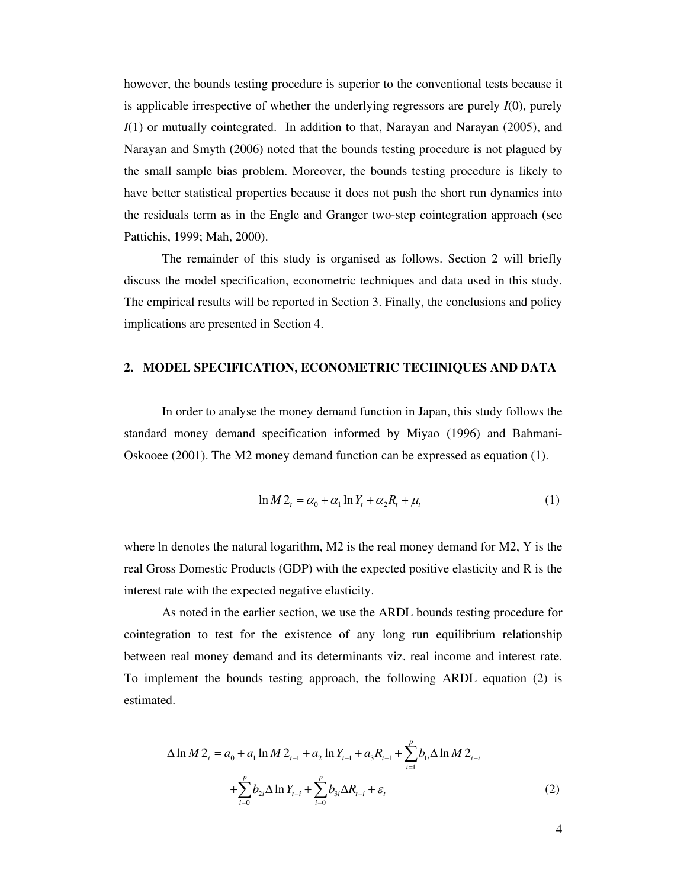however, the bounds testing procedure is superior to the conventional tests because it is applicable irrespective of whether the underlying regressors are purely *I*(0), purely *I*(1) or mutually cointegrated. In addition to that, Narayan and Narayan (2005), and Narayan and Smyth (2006) noted that the bounds testing procedure is not plagued by the small sample bias problem. Moreover, the bounds testing procedure is likely to have better statistical properties because it does not push the short run dynamics into the residuals term as in the Engle and Granger two-step cointegration approach (see Pattichis, 1999; Mah, 2000).

The remainder of this study is organised as follows. Section 2 will briefly discuss the model specification, econometric techniques and data used in this study. The empirical results will be reported in Section 3. Finally, the conclusions and policy implications are presented in Section 4.

## 2. MODEL SPECIFICATION, ECONOMETRIC TECHNIQUES AND DATA

In order to analyse the money demand function in Japan, this study follows the standard money demand specification informed by Miyao (1996) and Bahmani-Oskooee (2001). The M2 money demand function can be expressed as equation (1).

$$\ln M2_t = \alpha_0 + \alpha_1 \ln Y_t + \alpha_2 R_t + \mu_t \tag{1}$$

where ln denotes the natural logarithm, M2 is the real money demand for M2, Y is the real Gross Domestic Products (GDP) with the expected positive elasticity and R is the interest rate with the expected negative elasticity.

As noted in the earlier section, we use the ARDL bounds testing procedure for cointegration to test for the existence of any long run equilibrium relationship between real money demand and its determinants viz. real income and interest rate. To implement the bounds testing approach, the following ARDL equation (2) is estimated.

$$\begin{aligned}\Delta \ln M2_t = a_0 + a_1 \ln M2_{t-1} + a_2 \ln Y_{t-1} + a_3 R_{t-1} + \sum_{i=1}^{p} b_{1i} \Delta \ln M2_{t-i} \\ + \sum_{i=0}^{p} b_{2i} \Delta \ln Y_{t-i} + \sum_{i=0}^{p} b_{3i} \Delta R_{t-i} + \varepsilon_t\end{aligned} \tag{2}$$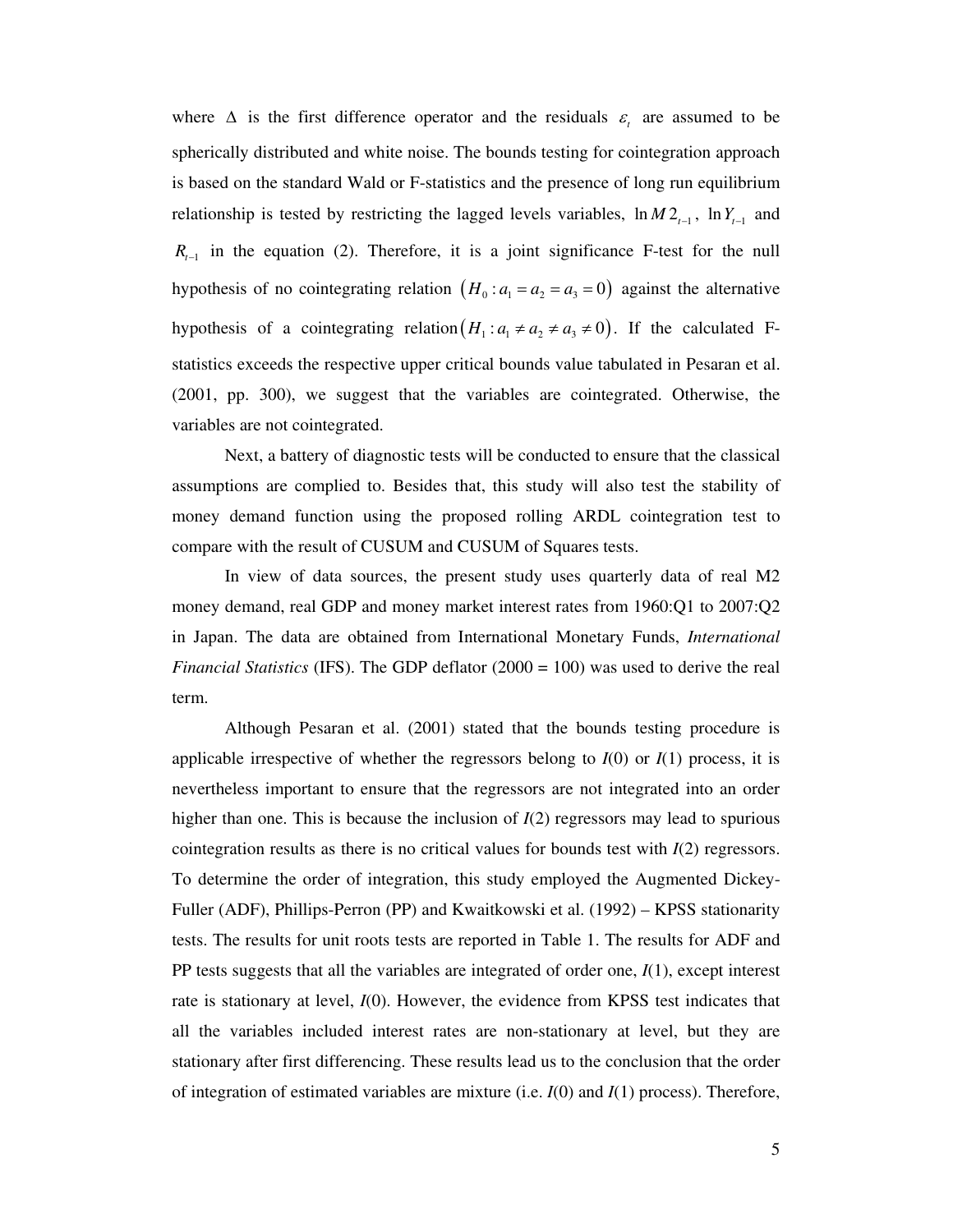where $\Delta$ is the first difference operator and the residuals $\varepsilon_t$ are assumed to be spherically distributed and white noise. The bounds testing for cointegration approach is based on the standard Wald or F-statistics and the presence of long run equilibrium relationship is tested by restricting the lagged levels variables, $\ln M2_{t-1}$, $\ln Y_{t-1}$ and $R_{t-1}$ in the equation (2). Therefore, it is a joint significance F-test for the null hypothesis of no cointegrating relation $(H_0 : a_1 = a_2 = a_3 = 0)$ against the alternative hypothesis of a cointegrating relation $(H_1 : a_1 \neq a_2 \neq a_3 \neq 0)$. If the calculated F-statistics exceeds the respective upper critical bounds value tabulated in Pesaran et al. (2001, pp. 300), we suggest that the variables are cointegrated. Otherwise, the variables are not cointegrated.

Next, a battery of diagnostic tests will be conducted to ensure that the classical assumptions are complied to. Besides that, this study will also test the stability of money demand function using the proposed rolling ARDL cointegration test to compare with the result of CUSUM and CUSUM of Squares tests.

In view of data sources, the present study uses quarterly data of real M2 money demand, real GDP and money market interest rates from 1960:Q1 to 2007:Q2 in Japan. The data are obtained from International Monetary Funds, *International Financial Statistics* (IFS). The GDP deflator (2000 = 100) was used to derive the real term.

Although Pesaran et al. (2001) stated that the bounds testing procedure is applicable irrespective of whether the regressors belong to *I*(0) or *I*(1) process, it is nevertheless important to ensure that the regressors are not integrated into an order higher than one. This is because the inclusion of *I*(2) regressors may lead to spurious cointegration results as there is no critical values for bounds test with *I*(2) regressors. To determine the order of integration, this study employed the Augmented Dickey-Fuller (ADF), Phillips-Perron (PP) and Kwaitkowski et al. (1992) – KPSS stationarity tests. The results for unit roots tests are reported in Table 1. The results for ADF and PP tests suggests that all the variables are integrated of order one, *I*(1), except interest rate is stationary at level, *I*(0). However, the evidence from KPSS test indicates that all the variables included interest rates are non-stationary at level, but they are stationary after first differencing. These results lead us to the conclusion that the order of integration of estimated variables are mixture (i.e. *I*(0) and *I*(1) process). Therefore,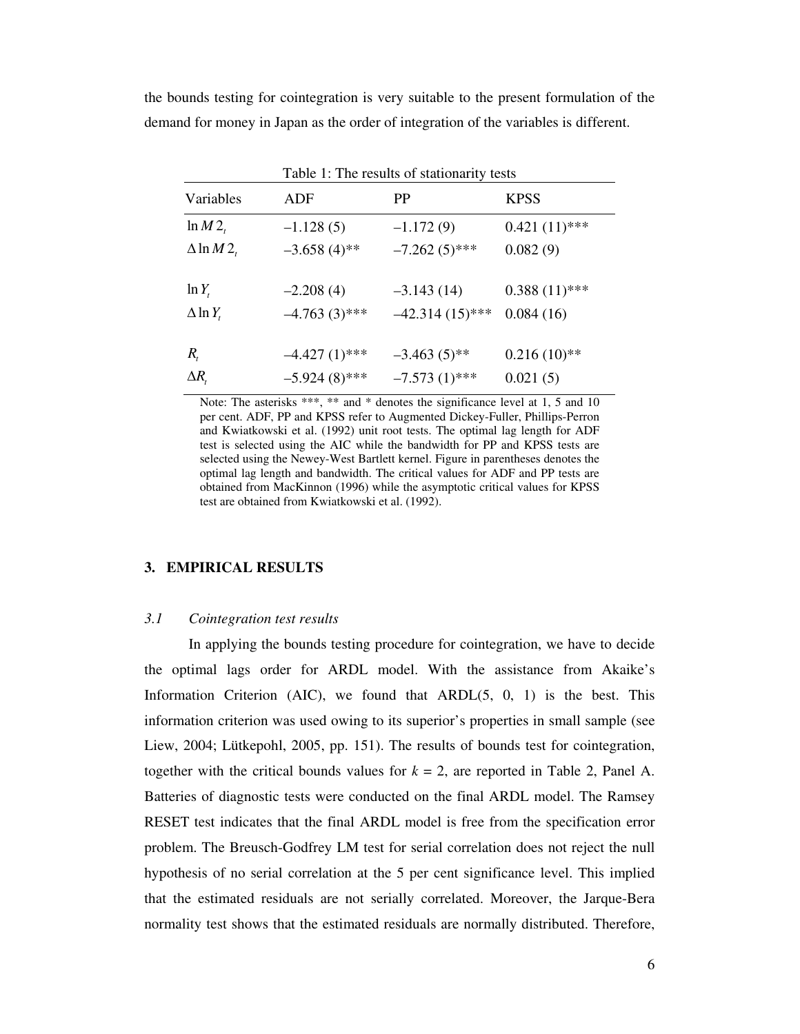the bounds testing for cointegration is very suitable to the present formulation of the demand for money in Japan as the order of integration of the variables is different.

Table 1: The results of stationarity tests

| Variables | ADF | PP | KPSS |
|---|---|---|---|
| $\ln M2_t$ | –1.128 (5) | –1.172 (9) | 0.421 (11)*** |
| $\Delta \ln M2_t$ | –3.658 (4)** | –7.262 (5)*** | 0.082 (9) |
| | | | |
| $\ln Y_t$ | –2.208 (4) | –3.143 (14) | 0.388 (11)*** |
| $\Delta \ln Y_t$ | –4.763 (3)*** | –42.314 (15)*** | 0.084 (16) |
| | | | |
| $R_t$ | –4.427 (1)*** | –3.463 (5)** | 0.216 (10)** |
| $\Delta R_t$ | –5.924 (8)*** | –7.573 (1)*** | 0.021 (5) |

Note: The asterisks ***, ** and * denotes the significance level at 1, 5 and 10 per cent. ADF, PP and KPSS refer to Augmented Dickey-Fuller, Phillips-Perron and Kwiatkowski et al. (1992) unit root tests. The optimal lag length for ADF test is selected using the AIC while the bandwidth for PP and KPSS tests are selected using the Newey-West Bartlett kernel. Figure in parentheses denotes the optimal lag length and bandwidth. The critical values for ADF and PP tests are obtained from MacKinnon (1996) while the asymptotic critical values for KPSS test are obtained from Kwiatkowski et al. (1992).

## 3. EMPIRICAL RESULTS

### *3.1 Cointegration test results*

In applying the bounds testing procedure for cointegration, we have to decide the optimal lags order for ARDL model. With the assistance from Akaike's Information Criterion (AIC), we found that ARDL(5, 0, 1) is the best. This information criterion was used owing to its superior's properties in small sample (see Liew, 2004; Lütkepohl, 2005, pp. 151). The results of bounds test for cointegration, together with the critical bounds values for $k = 2$, are reported in Table 2, Panel A. Batteries of diagnostic tests were conducted on the final ARDL model. The Ramsey RESET test indicates that the final ARDL model is free from the specification error problem. The Breusch-Godfrey LM test for serial correlation does not reject the null hypothesis of no serial correlation at the 5 per cent significance level. This implied that the estimated residuals are not serially correlated. Moreover, the Jarque-Bera normality test shows that the estimated residuals are normally distributed. Therefore,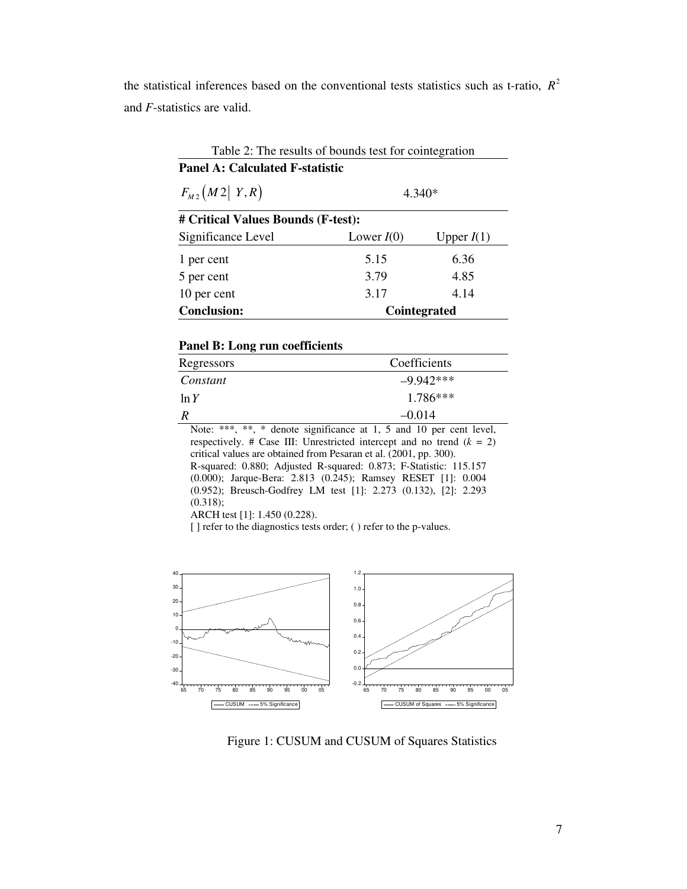the statistical inferences based on the conventional tests statistics such as t-ratio, $R^2$ and *F*-statistics are valid.

Table 2: The results of bounds test for cointegration

| **Panel A: Calculated F-statistic** | | |
|---|---|---|
| $F_{M2}\left(M2 \mid Y, R\right)$ | 4.340* | |
| **# Critical Values Bounds (F-test):** | | |
| Significance Level | Lower $I(0)$ | Upper $I(1)$ |
| 1 per cent | 5.15 | 6.36 |
| 5 per cent | 3.79 | 4.85 |
| 10 per cent | 3.17 | 4.14 |
| **Conclusion:** | **Cointegrated** | |

**Panel B: Long run coefficients**

| Regressors | Coefficients |
|---|---|
| *Constant* | –9.942*** |
| $\ln Y$ | 1.786*** |
| $R$ | –0.014 |

Note: ***, **, * denote significance at 1, 5 and 10 per cent level, respectively. # Case III: Unrestricted intercept and no trend ($k$ = 2) critical values are obtained from Pesaran et al. (2001, pp. 300).
R-squared: 0.880; Adjusted R-squared: 0.873; F-Statistic: 115.157 (0.000); Jarque-Bera: 2.813 (0.245); Ramsey RESET [1]: 0.004 (0.952); Breusch-Godfrey LM test [1]: 2.273 (0.132), [2]: 2.293 (0.318);
ARCH test [1]: 1.450 (0.228).
[ ] refer to the diagnostics tests order; ( ) refer to the p-values.

Figure 1: CUSUM and CUSUM of Squares Statistics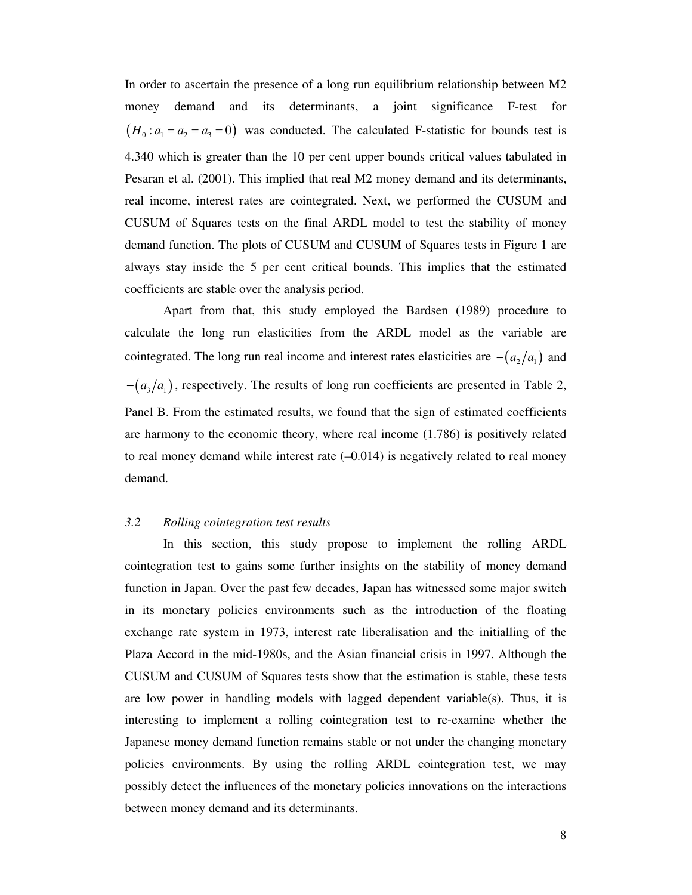In order to ascertain the presence of a long run equilibrium relationship between M2 money demand and its determinants, a joint significance F-test for $\left(H_0 : a_1 = a_2 = a_3 = 0\right)$ was conducted. The calculated F-statistic for bounds test is 4.340 which is greater than the 10 per cent upper bounds critical values tabulated in Pesaran et al. (2001). This implied that real M2 money demand and its determinants, real income, interest rates are cointegrated. Next, we performed the CUSUM and CUSUM of Squares tests on the final ARDL model to test the stability of money demand function. The plots of CUSUM and CUSUM of Squares tests in Figure 1 are always stay inside the 5 per cent critical bounds. This implies that the estimated coefficients are stable over the analysis period.

Apart from that, this study employed the Bardsen (1989) procedure to calculate the long run elasticities from the ARDL model as the variable are cointegrated. The long run real income and interest rates elasticities are $-\left(a_2/a_1\right)$ and $-\left(a_3/a_1\right)$, respectively. The results of long run coefficients are presented in Table 2, Panel B. From the estimated results, we found that the sign of estimated coefficients are harmony to the economic theory, where real income (1.786) is positively related to real money demand while interest rate (–0.014) is negatively related to real money demand.

### *3.2 Rolling cointegration test results*

In this section, this study propose to implement the rolling ARDL cointegration test to gains some further insights on the stability of money demand function in Japan. Over the past few decades, Japan has witnessed some major switch in its monetary policies environments such as the introduction of the floating exchange rate system in 1973, interest rate liberalisation and the initialling of the Plaza Accord in the mid-1980s, and the Asian financial crisis in 1997. Although the CUSUM and CUSUM of Squares tests show that the estimation is stable, these tests are low power in handling models with lagged dependent variable(s). Thus, it is interesting to implement a rolling cointegration test to re-examine whether the Japanese money demand function remains stable or not under the changing monetary policies environments. By using the rolling ARDL cointegration test, we may possibly detect the influences of the monetary policies innovations on the interactions between money demand and its determinants.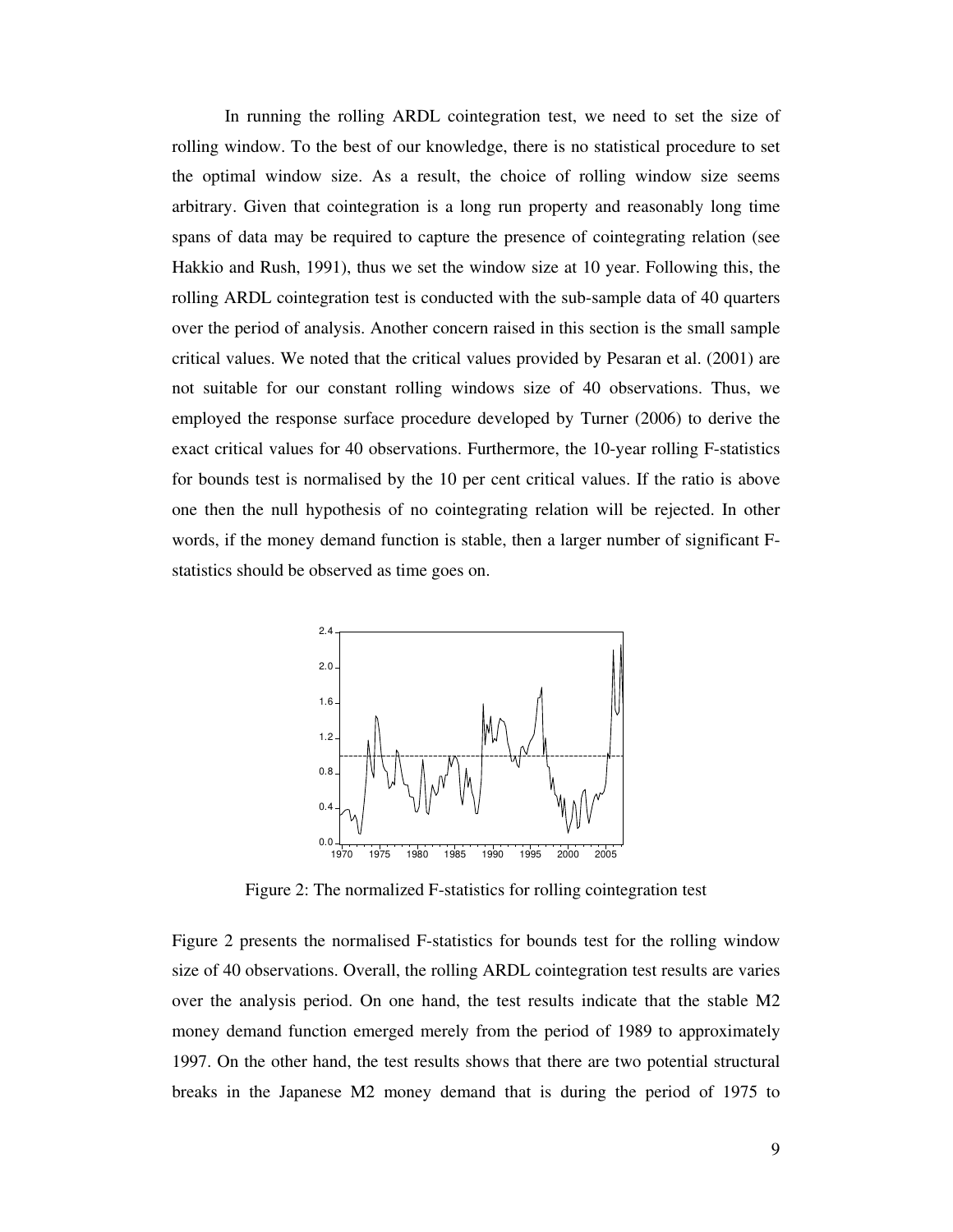In running the rolling ARDL cointegration test, we need to set the size of rolling window. To the best of our knowledge, there is no statistical procedure to set the optimal window size. As a result, the choice of rolling window size seems arbitrary. Given that cointegration is a long run property and reasonably long time spans of data may be required to capture the presence of cointegrating relation (see Hakkio and Rush, 1991), thus we set the window size at 10 year. Following this, the rolling ARDL cointegration test is conducted with the sub-sample data of 40 quarters over the period of analysis. Another concern raised in this section is the small sample critical values. We noted that the critical values provided by Pesaran et al. (2001) are not suitable for our constant rolling windows size of 40 observations. Thus, we employed the response surface procedure developed by Turner (2006) to derive the exact critical values for 40 observations. Furthermore, the 10-year rolling F-statistics for bounds test is normalised by the 10 per cent critical values. If the ratio is above one then the null hypothesis of no cointegrating relation will be rejected. In other words, if the money demand function is stable, then a larger number of significant F-statistics should be observed as time goes on.

Figure 2: The normalized F-statistics for rolling cointegration test

Figure 2 presents the normalised F-statistics for bounds test for the rolling window size of 40 observations. Overall, the rolling ARDL cointegration test results are varies over the analysis period. On one hand, the test results indicate that the stable M2 money demand function emerged merely from the period of 1989 to approximately 1997. On the other hand, the test results shows that there are two potential structural breaks in the Japanese M2 money demand that is during the period of 1975 to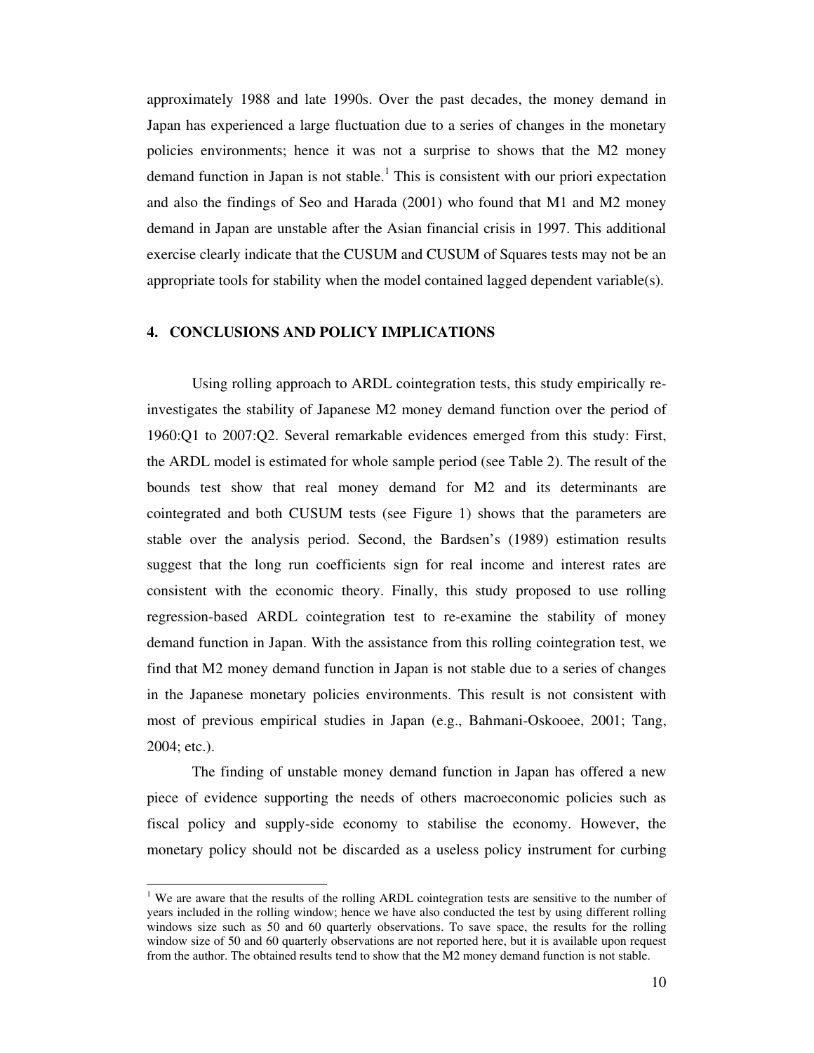approximately 1988 and late 1990s. Over the past decades, the money demand in Japan has experienced a large fluctuation due to a series of changes in the monetary policies environments; hence it was not a surprise to shows that the M2 money demand function in Japan is not stable.[1] This is consistent with our priori expectation and also the findings of Seo and Harada (2001) who found that M1 and M2 money demand in Japan are unstable after the Asian financial crisis in 1997. This additional exercise clearly indicate that the CUSUM and CUSUM of Squares tests may not be an appropriate tools for stability when the model contained lagged dependent variable(s).

## 4. CONCLUSIONS AND POLICY IMPLICATIONS

Using rolling approach to ARDL cointegration tests, this study empirically re-investigates the stability of Japanese M2 money demand function over the period of 1960:Q1 to 2007:Q2. Several remarkable evidences emerged from this study: First, the ARDL model is estimated for whole sample period (see Table 2). The result of the bounds test show that real money demand for M2 and its determinants are cointegrated and both CUSUM tests (see Figure 1) shows that the parameters are stable over the analysis period. Second, the Bardsen's (1989) estimation results suggest that the long run coefficients sign for real income and interest rates are consistent with the economic theory. Finally, this study proposed to use rolling regression-based ARDL cointegration test to re-examine the stability of money demand function in Japan. With the assistance from this rolling cointegration test, we find that M2 money demand function in Japan is not stable due to a series of changes in the Japanese monetary policies environments. This result is not consistent with most of previous empirical studies in Japan (e.g., Bahmani-Oskooee, 2001; Tang, 2004; etc.).

The finding of unstable money demand function in Japan has offered a new piece of evidence supporting the needs of others macroeconomic policies such as fiscal policy and supply-side economy to stabilise the economy. However, the monetary policy should not be discarded as a useless policy instrument for curbing

[1] We are aware that the results of the rolling ARDL cointegration tests are sensitive to the number of years included in the rolling window; hence we have also conducted the test by using different rolling windows size such as 50 and 60 quarterly observations. To save space, the results for the rolling window size of 50 and 60 quarterly observations are not reported here, but it is available upon request from the author. The obtained results tend to show that the M2 money demand function is not stable.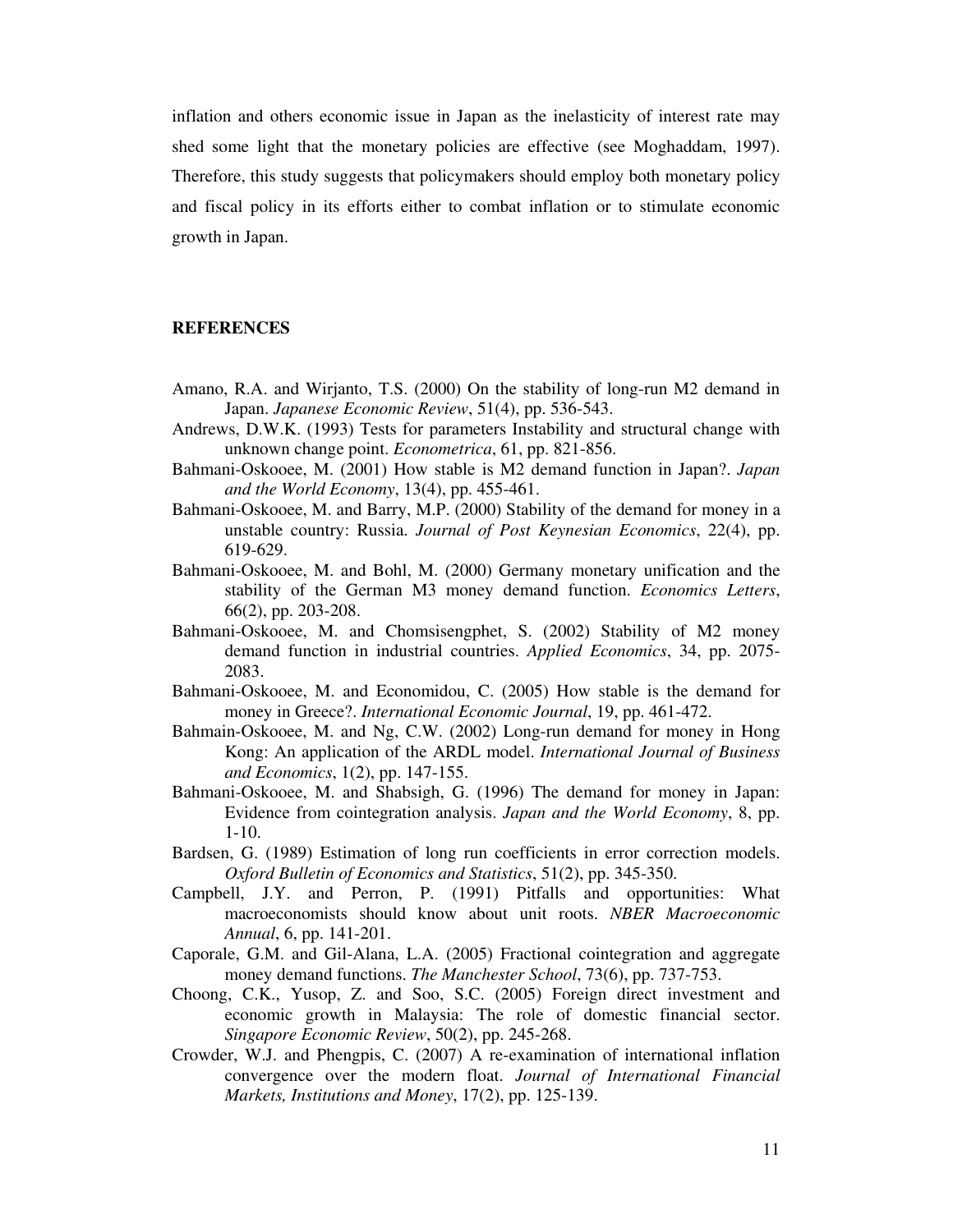inflation and others economic issue in Japan as the inelasticity of interest rate may shed some light that the monetary policies are effective (see Moghaddam, 1997). Therefore, this study suggests that policymakers should employ both monetary policy and fiscal policy in its efforts either to combat inflation or to stimulate economic growth in Japan.

## REFERENCES

Amano, R.A. and Wirjanto, T.S. (2000) On the stability of long-run M2 demand in Japan. *Japanese Economic Review*, 51(4), pp. 536-543.

Andrews, D.W.K. (1993) Tests for parameters Instability and structural change with unknown change point. *Econometrica*, 61, pp. 821-856.

Bahmani-Oskooee, M. (2001) How stable is M2 demand function in Japan?. *Japan and the World Economy*, 13(4), pp. 455-461.

Bahmani-Oskooee, M. and Barry, M.P. (2000) Stability of the demand for money in a unstable country: Russia. *Journal of Post Keynesian Economics*, 22(4), pp. 619-629.

Bahmani-Oskooee, M. and Bohl, M. (2000) Germany monetary unification and the stability of the German M3 money demand function. *Economics Letters*, 66(2), pp. 203-208.

Bahmani-Oskooee, M. and Chomsisengphet, S. (2002) Stability of M2 money demand function in industrial countries. *Applied Economics*, 34, pp. 2075-2083.

Bahmani-Oskooee, M. and Economidou, C. (2005) How stable is the demand for money in Greece?. *International Economic Journal*, 19, pp. 461-472.

Bahmain-Oskooee, M. and Ng, C.W. (2002) Long-run demand for money in Hong Kong: An application of the ARDL model. *International Journal of Business and Economics*, 1(2), pp. 147-155.

Bahmani-Oskooee, M. and Shabsigh, G. (1996) The demand for money in Japan: Evidence from cointegration analysis. *Japan and the World Economy*, 8, pp. 1-10.

Bardsen, G. (1989) Estimation of long run coefficients in error correction models. *Oxford Bulletin of Economics and Statistics*, 51(2), pp. 345-350.

Campbell, J.Y. and Perron, P. (1991) Pitfalls and opportunities: What macroeconomists should know about unit roots. *NBER Macroeconomic Annual*, 6, pp. 141-201.

Caporale, G.M. and Gil-Alana, L.A. (2005) Fractional cointegration and aggregate money demand functions. *The Manchester School*, 73(6), pp. 737-753.

Choong, C.K., Yusop, Z. and Soo, S.C. (2005) Foreign direct investment and economic growth in Malaysia: The role of domestic financial sector. *Singapore Economic Review*, 50(2), pp. 245-268.

Crowder, W.J. and Phengpis, C. (2007) A re-examination of international inflation convergence over the modern float. *Journal of International Financial Markets, Institutions and Money*, 17(2), pp. 125-139.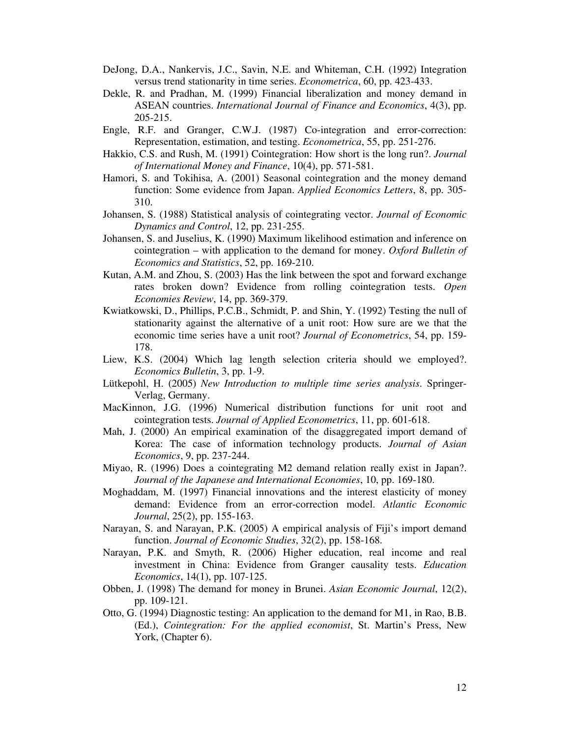DeJong, D.A., Nankervis, J.C., Savin, N.E. and Whiteman, C.H. (1992) Integration versus trend stationarity in time series. *Econometrica*, 60, pp. 423-433.

Dekle, R. and Pradhan, M. (1999) Financial liberalization and money demand in ASEAN countries. *International Journal of Finance and Economics*, 4(3), pp. 205-215.

Engle, R.F. and Granger, C.W.J. (1987) Co-integration and error-correction: Representation, estimation, and testing. *Econometrica*, 55, pp. 251-276.

Hakkio, C.S. and Rush, M. (1991) Cointegration: How short is the long run?. *Journal of International Money and Finance*, 10(4), pp. 571-581.

Hamori, S. and Tokihisa, A. (2001) Seasonal cointegration and the money demand function: Some evidence from Japan. *Applied Economics Letters*, 8, pp. 305-310.

Johansen, S. (1988) Statistical analysis of cointegrating vector. *Journal of Economic Dynamics and Control*, 12, pp. 231-255.

Johansen, S. and Juselius, K. (1990) Maximum likelihood estimation and inference on cointegration – with application to the demand for money. *Oxford Bulletin of Economics and Statistics*, 52, pp. 169-210.

Kutan, A.M. and Zhou, S. (2003) Has the link between the spot and forward exchange rates broken down? Evidence from rolling cointegration tests. *Open Economies Review*, 14, pp. 369-379.

Kwiatkowski, D., Phillips, P.C.B., Schmidt, P. and Shin, Y. (1992) Testing the null of stationarity against the alternative of a unit root: How sure are we that the economic time series have a unit root? *Journal of Econometrics*, 54, pp. 159-178.

Liew, K.S. (2004) Which lag length selection criteria should we employed?. *Economics Bulletin*, 3, pp. 1-9.

Lütkepohl, H. (2005) *New Introduction to multiple time series analysis*. Springer-Verlag, Germany.

MacKinnon, J.G. (1996) Numerical distribution functions for unit root and cointegration tests. *Journal of Applied Econometrics*, 11, pp. 601-618.

Mah, J. (2000) An empirical examination of the disaggregated import demand of Korea: The case of information technology products. *Journal of Asian Economics*, 9, pp. 237-244.

Miyao, R. (1996) Does a cointegrating M2 demand relation really exist in Japan?. *Journal of the Japanese and International Economies*, 10, pp. 169-180.

Moghaddam, M. (1997) Financial innovations and the interest elasticity of money demand: Evidence from an error-correction model. *Atlantic Economic Journal*, 25(2), pp. 155-163.

Narayan, S. and Narayan, P.K. (2005) A empirical analysis of Fiji's import demand function. *Journal of Economic Studies*, 32(2), pp. 158-168.

Narayan, P.K. and Smyth, R. (2006) Higher education, real income and real investment in China: Evidence from Granger causality tests. *Education Economics*, 14(1), pp. 107-125.

Obben, J. (1998) The demand for money in Brunei. *Asian Economic Journal*, 12(2), pp. 109-121.

Otto, G. (1994) Diagnostic testing: An application to the demand for M1, in Rao, B.B. (Ed.), *Cointegration: For the applied economist*, St. Martin's Press, New York, (Chapter 6).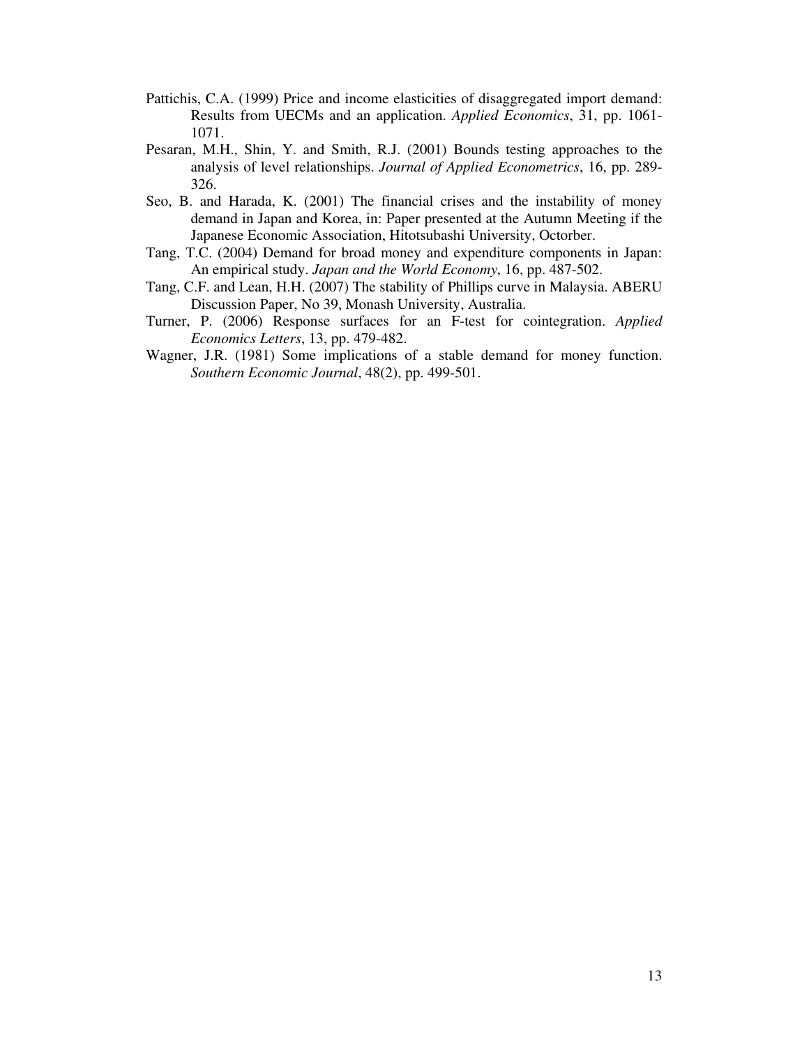Pattichis, C.A. (1999) Price and income elasticities of disaggregated import demand: Results from UECMs and an application. *Applied Economics*, 31, pp. 1061-1071.

Pesaran, M.H., Shin, Y. and Smith, R.J. (2001) Bounds testing approaches to the analysis of level relationships. *Journal of Applied Econometrics*, 16, pp. 289-326.

Seo, B. and Harada, K. (2001) The financial crises and the instability of money demand in Japan and Korea, in: Paper presented at the Autumn Meeting if the Japanese Economic Association, Hitotsubashi University, Octorber.

Tang, T.C. (2004) Demand for broad money and expenditure components in Japan: An empirical study. *Japan and the World Economy*, 16, pp. 487-502.

Tang, C.F. and Lean, H.H. (2007) The stability of Phillips curve in Malaysia. ABERU Discussion Paper, No 39, Monash University, Australia.

Turner, P. (2006) Response surfaces for an F-test for cointegration. *Applied Economics Letters*, 13, pp. 479-482.

Wagner, J.R. (1981) Some implications of a stable demand for money function. *Southern Economic Journal*, 48(2), pp. 499-501.